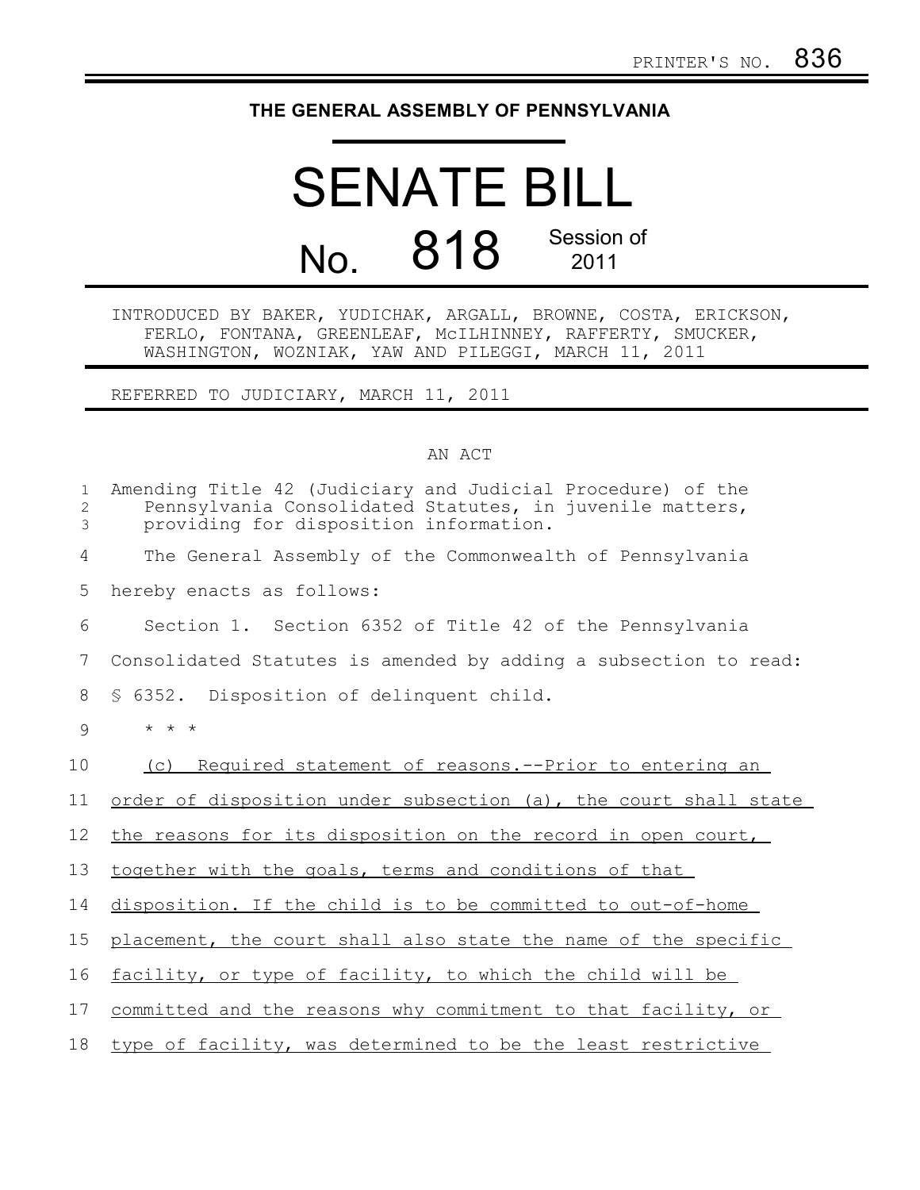PRINTER'S NO. 836

# THE GENERAL ASSEMBLY OF PENNSYLVANIA

# SENATE BILL

## No. 818 Session of 2011

INTRODUCED BY BAKER, YUDICHAK, ARGALL, BROWNE, COSTA, ERICKSON, FERLO, FONTANA, GREENLEAF, McILHINNEY, RAFFERTY, SMUCKER, WASHINGTON, WOZNIAK, YAW AND PILEGGI, MARCH 11, 2011

REFERRED TO JUDICIARY, MARCH 11, 2011

AN ACT

Amending Title 42 (Judiciary and Judicial Procedure) of the Pennsylvania Consolidated Statutes, in juvenile matters, providing for disposition information.

The General Assembly of the Commonwealth of Pennsylvania hereby enacts as follows:

Section 1. Section 6352 of Title 42 of the Pennsylvania Consolidated Statutes is amended by adding a subsection to read:

§ 6352. Disposition of delinquent child.

\* \* \*

<u>(c) Required statement of reasons.--Prior to entering an order of disposition under subsection (a), the court shall state the reasons for its disposition on the record in open court, together with the goals, terms and conditions of that disposition. If the child is to be committed to out-of-home placement, the court shall also state the name of the specific facility, or type of facility, to which the child will be committed and the reasons why commitment to that facility, or type of facility, was determined to be the least restrictive</u>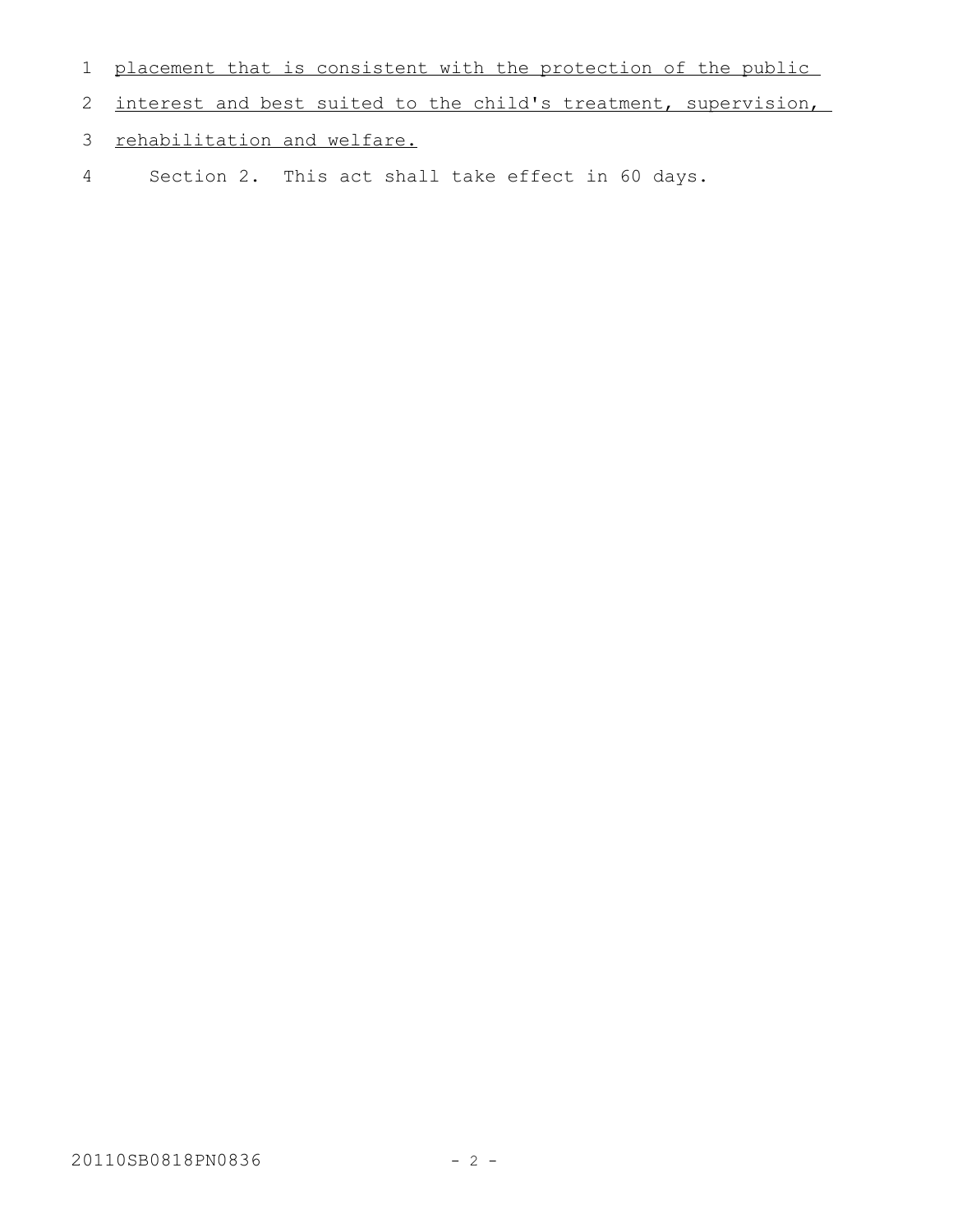placement that is consistent with the protection of the public interest and best suited to the child's treatment, supervision, rehabilitation and welfare.

Section 2. This act shall take effect in 60 days.